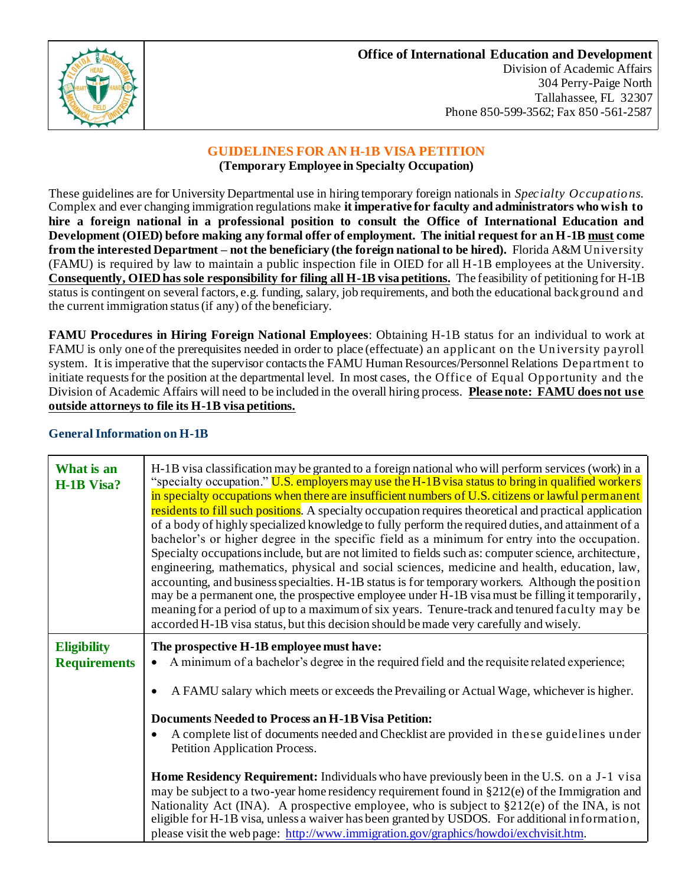**Office of International Education and Development**
Division of Academic Affairs
304 Perry-Paige North
Tallahassee, FL 32307
Phone 850-599-3562; Fax 850 -561-2587

# GUIDELINES FOR AN H-1B VISA PETITION

**(Temporary Employee in Specialty Occupation)**

These guidelines are for University Departmental use in hiring temporary foreign nationals in *Specialty Occupations.* Complex and ever changing immigration regulations make **it imperative for faculty and administrators who wish to hire a foreign national in a professional position to consult the Office of International Education and Development (OIED) before making any formal offer of employment. The initial request for an H-1B must come from the interested Department – not the beneficiary (the foreign national to be hired).** Florida A&M University (FAMU) is required by law to maintain a public inspection file in OIED for all H-1B employees at the University. **Consequently, OIED has sole responsibility for filing all H-1B visa petitions.** The feasibility of petitioning for H-1B status is contingent on several factors, e.g. funding, salary, job requirements, and both the educational background and the current immigration status (if any) of the beneficiary.

**FAMU Procedures in Hiring Foreign National Employees**: Obtaining H-1B status for an individual to work at FAMU is only one of the prerequisites needed in order to place (effectuate) an applicant on the University payroll system. It is imperative that the supervisor contacts the FAMU Human Resources/Personnel Relations Department to initiate requests for the position at the departmental level. In most cases, the Office of Equal Opportunity and the Division of Academic Affairs will need to be included in the overall hiring process. **Please note: FAMU does not use outside attorneys to file its H-1B visa petitions.**

## General Information on H-1B

| | |
|---|---|
| **What is an H-1B Visa?** | H-1B visa classification may be granted to a foreign national who will perform services (work) in a "specialty occupation." U.S. employers may use the H-1B visa status to bring in qualified workers in specialty occupations when there are insufficient numbers of U.S. citizens or lawful permanent residents to fill such positions. A specialty occupation requires theoretical and practical application of a body of highly specialized knowledge to fully perform the required duties, and attainment of a bachelor's or higher degree in the specific field as a minimum for entry into the occupation. Specialty occupations include, but are not limited to fields such as: computer science, architecture, engineering, mathematics, physical and social sciences, medicine and health, education, law, accounting, and business specialties. H-1B status is for temporary workers. Although the position may be a permanent one, the prospective employee under H-1B visa must be filling it temporarily, meaning for a period of up to a maximum of six years. Tenure-track and tenured faculty may be accorded H-1B visa status, but this decision should be made very carefully and wisely. |
| **Eligibility Requirements** | **The prospective H-1B employee must have:**<br>• A minimum of a bachelor's degree in the required field and the requisite related experience;<br>• A FAMU salary which meets or exceeds the Prevailing or Actual Wage, whichever is higher.<br><br>**Documents Needed to Process an H-1B Visa Petition:**<br>• A complete list of documents needed and Checklist are provided in these guidelines under Petition Application Process.<br><br>**Home Residency Requirement:** Individuals who have previously been in the U.S. on a J-1 visa may be subject to a two-year home residency requirement found in §212(e) of the Immigration and Nationality Act (INA). A prospective employee, who is subject to §212(e) of the INA, is not eligible for H-1B visa, unless a waiver has been granted by USDOS. For additional information, please visit the web page: http://www.immigration.gov/graphics/howdoi/exchvisit.htm. |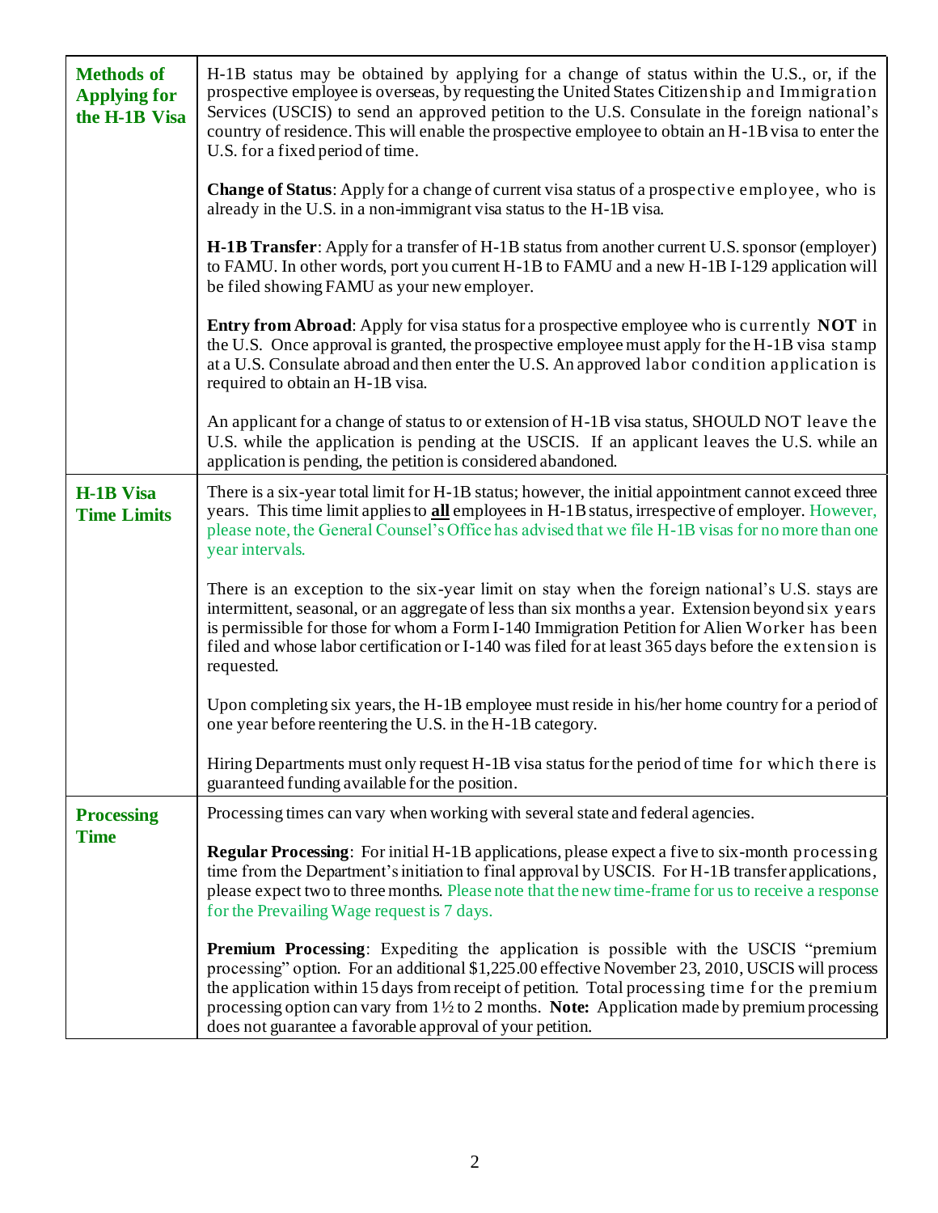| | |
|---|---|
| **Methods of Applying for the H-1B Visa** | H-1B status may be obtained by applying for a change of status within the U.S., or, if the prospective employee is overseas, by requesting the United States Citizenship and Immigration Services (USCIS) to send an approved petition to the U.S. Consulate in the foreign national's country of residence. This will enable the prospective employee to obtain an H-1B visa to enter the U.S. for a fixed period of time.<br><br>**Change of Status**: Apply for a change of current visa status of a prospective employee, who is already in the U.S. in a non-immigrant visa status to the H-1B visa.<br><br>**H-1B Transfer**: Apply for a transfer of H-1B status from another current U.S. sponsor (employer) to FAMU. In other words, port you current H-1B to FAMU and a new H-1B I-129 application will be filed showing FAMU as your new employer.<br><br>**Entry from Abroad**: Apply for visa status for a prospective employee who is currently **NOT** in the U.S. Once approval is granted, the prospective employee must apply for the H-1B visa stamp at a U.S. Consulate abroad and then enter the U.S. An approved labor condition application is required to obtain an H-1B visa.<br><br>An applicant for a change of status to or extension of H-1B visa status, SHOULD NOT leave the U.S. while the application is pending at the USCIS. If an applicant leaves the U.S. while an application is pending, the petition is considered abandoned. |
| **H-1B Visa Time Limits** | There is a six-year total limit for H-1B status; however, the initial appointment cannot exceed three years. This time limit applies to **<u>all</u>** employees in H-1B status, irrespective of employer. However, please note, the General Counsel's Office has advised that we file H-1B visas for no more than one year intervals.<br><br>There is an exception to the six-year limit on stay when the foreign national's U.S. stays are intermittent, seasonal, or an aggregate of less than six months a year. Extension beyond six years is permissible for those for whom a Form I-140 Immigration Petition for Alien Worker has been filed and whose labor certification or I-140 was filed for at least 365 days before the extension is requested.<br><br>Upon completing six years, the H-1B employee must reside in his/her home country for a period of one year before reentering the U.S. in the H-1B category.<br><br>Hiring Departments must only request H-1B visa status for the period of time for which there is guaranteed funding available for the position. |
| **Processing Time** | Processing times can vary when working with several state and federal agencies.<br><br>**Regular Processing**: For initial H-1B applications, please expect a five to six-month processing time from the Department's initiation to final approval by USCIS. For H-1B transfer applications, please expect two to three months. Please note that the new time-frame for us to receive a response for the Prevailing Wage request is 7 days.<br><br>**Premium Processing**: Expediting the application is possible with the USCIS "premium processing" option. For an additional $1,225.00 effective November 23, 2010, USCIS will process the application within 15 days from receipt of petition. Total processing time for the premium processing option can vary from 1½ to 2 months. **Note:** Application made by premium processing does not guarantee a favorable approval of your petition. |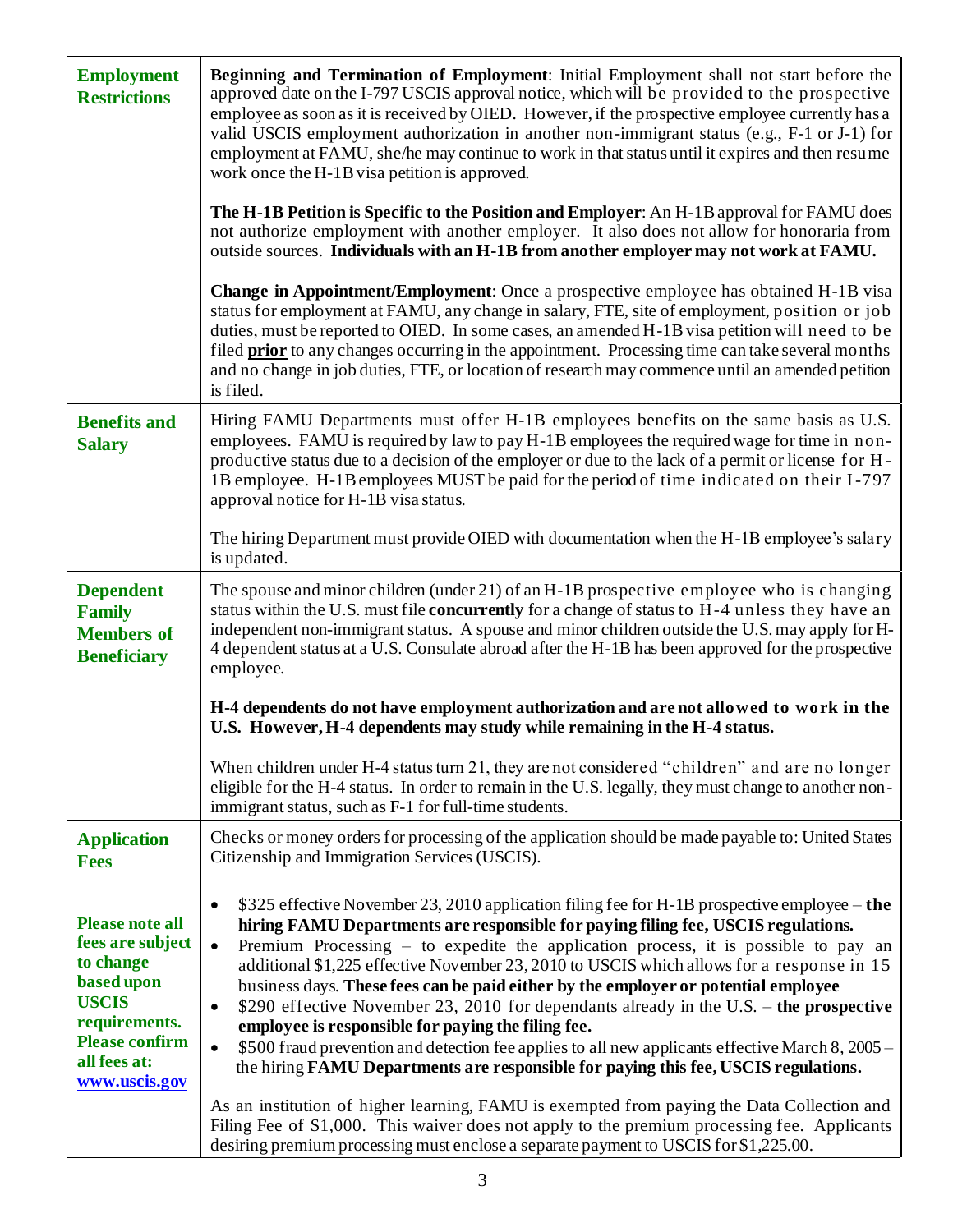| | |
|---|---|
| **Employment Restrictions** | **Beginning and Termination of Employment**: Initial Employment shall not start before the approved date on the I-797 USCIS approval notice, which will be provided to the prospective employee as soon as it is received by OIED. However, if the prospective employee currently has a valid USCIS employment authorization in another non-immigrant status (e.g., F-1 or J-1) for employment at FAMU, she/he may continue to work in that status until it expires and then resume work once the H-1B visa petition is approved.<br><br>**The H-1B Petition is Specific to the Position and Employer**: An H-1B approval for FAMU does not authorize employment with another employer. It also does not allow for honoraria from outside sources. **Individuals with an H-1B from another employer may not work at FAMU.**<br><br>**Change in Appointment/Employment**: Once a prospective employee has obtained H-1B visa status for employment at FAMU, any change in salary, FTE, site of employment, position or job duties, must be reported to OIED. In some cases, an amended H-1B visa petition will need to be filed **<u>prior</u>** to any changes occurring in the appointment. Processing time can take several months and no change in job duties, FTE, or location of research may commence until an amended petition is filed. |
| **Benefits and Salary** | Hiring FAMU Departments must offer H-1B employees benefits on the same basis as U.S. employees. FAMU is required by law to pay H-1B employees the required wage for time in non-productive status due to a decision of the employer or due to the lack of a permit or license for H-1B employee. H-1B employees MUST be paid for the period of time indicated on their I-797 approval notice for H-1B visa status.<br><br>The hiring Department must provide OIED with documentation when the H-1B employee's salary is updated. |
| **Dependent Family Members of Beneficiary** | The spouse and minor children (under 21) of an H-1B prospective employee who is changing status within the U.S. must file **concurrently** for a change of status to H-4 unless they have an independent non-immigrant status. A spouse and minor children outside the U.S. may apply for H-4 dependent status at a U.S. Consulate abroad after the H-1B has been approved for the prospective employee.<br><br>**H-4 dependents do not have employment authorization and are not allowed to work in the U.S. However, H-4 dependents may study while remaining in the H-4 status.**<br><br>When children under H-4 status turn 21, they are not considered "children" and are no longer eligible for the H-4 status. In order to remain in the U.S. legally, they must change to another non-immigrant status, such as F-1 for full-time students. |
| **Application Fees**<br><br>**Please note all fees are subject to change based upon USCIS requirements. Please confirm all fees at: www.uscis.gov** | Checks or money orders for processing of the application should be made payable to: United States Citizenship and Immigration Services (USCIS).<br><br>• $325 effective November 23, 2010 application filing fee for H-1B prospective employee – **the hiring FAMU Departments are responsible for paying filing fee, USCIS regulations.**<br>• Premium Processing – to expedite the application process, it is possible to pay an additional $1,225 effective November 23, 2010 to USCIS which allows for a response in 15 business days. **These fees can be paid either by the employer or potential employee**<br>• $290 effective November 23, 2010 for dependants already in the U.S. – **the prospective employee is responsible for paying the filing fee.**<br>• $500 fraud prevention and detection fee applies to all new applicants effective March 8, 2005 – the hiring **FAMU Departments are responsible for paying this fee, USCIS regulations.**<br><br>As an institution of higher learning, FAMU is exempted from paying the Data Collection and Filing Fee of $1,000. This waiver does not apply to the premium processing fee. Applicants desiring premium processing must enclose a separate payment to USCIS for $1,225.00. |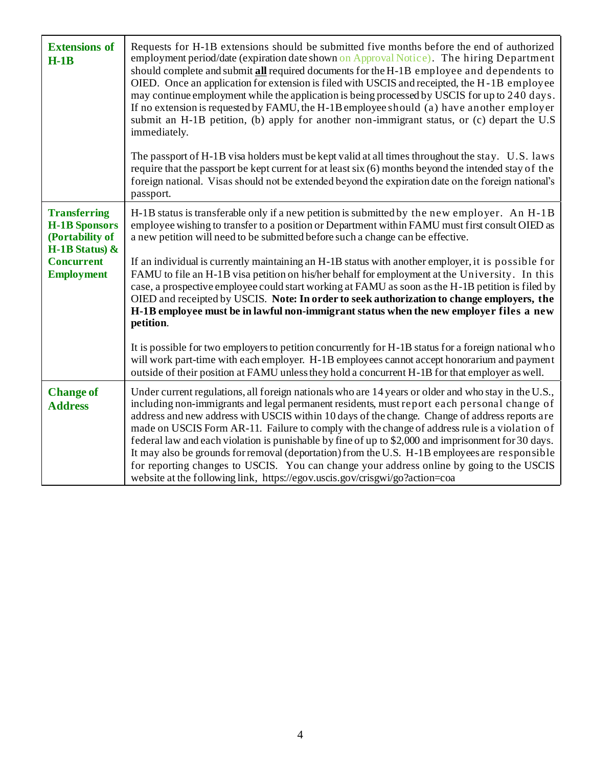| | |
|---|---|
| **Extensions of H-1B** | Requests for H-1B extensions should be submitted five months before the end of authorized employment period/date (expiration date shown on Approval Notice). The hiring Department should complete and submit **<u>all</u>** required documents for the H-1B employee and dependents to OIED. Once an application for extension is filed with USCIS and receipted, the H-1B employee may continue employment while the application is being processed by USCIS for up to 240 days. If no extension is requested by FAMU, the H-1B employee should (a) have another employer submit an H-1B petition, (b) apply for another non-immigrant status, or (c) depart the U.S immediately.<br><br>The passport of H-1B visa holders must be kept valid at all times throughout the stay. U.S. laws require that the passport be kept current for at least six (6) months beyond the intended stay of the foreign national. Visas should not be extended beyond the expiration date on the foreign national's passport. |
| **Transferring H-1B Sponsors (Portability of H-1B Status) & Concurrent Employment** | H-1B status is transferable only if a new petition is submitted by the new employer. An H-1B employee wishing to transfer to a position or Department within FAMU must first consult OIED as a new petition will need to be submitted before such a change can be effective.<br><br>If an individual is currently maintaining an H-1B status with another employer, it is possible for FAMU to file an H-1B visa petition on his/her behalf for employment at the University. In this case, a prospective employee could start working at FAMU as soon as the H-1B petition is filed by OIED and receipted by USCIS. **Note: In order to seek authorization to change employers, the H-1B employee must be in lawful non-immigrant status when the new employer files a new petition**.<br><br>It is possible for two employers to petition concurrently for H-1B status for a foreign national who will work part-time with each employer. H-1B employees cannot accept honorarium and payment outside of their position at FAMU unless they hold a concurrent H-1B for that employer as well. |
| **Change of Address** | Under current regulations, all foreign nationals who are 14 years or older and who stay in the U.S., including non-immigrants and legal permanent residents, must report each personal change of address and new address with USCIS within 10 days of the change. Change of address reports are made on USCIS Form AR-11. Failure to comply with the change of address rule is a violation of federal law and each violation is punishable by fine of up to $2,000 and imprisonment for 30 days. It may also be grounds for removal (deportation) from the U.S. H-1B employees are responsible for reporting changes to USCIS. You can change your address online by going to the USCIS website at the following link, https://egov.uscis.gov/crisgwi/go?action=coa |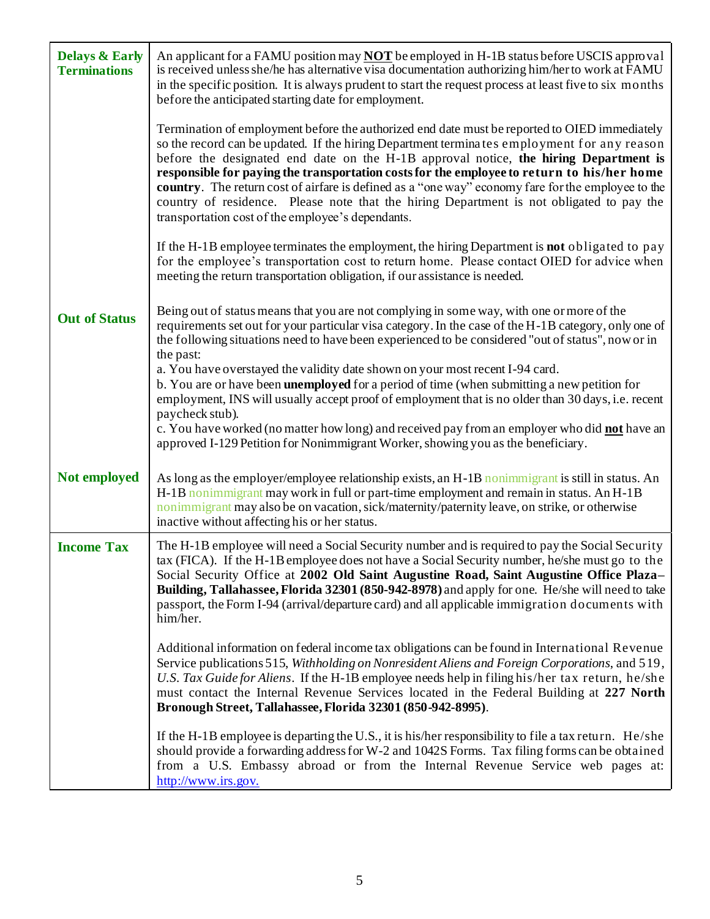| | |
|---|---|
| **Delays & Early Terminations** | An applicant for a FAMU position may **NOT** be employed in H-1B status before USCIS approval is received unless she/he has alternative visa documentation authorizing him/her to work at FAMU in the specific position. It is always prudent to start the request process at least five to six months before the anticipated starting date for employment.<br><br>Termination of employment before the authorized end date must be reported to OIED immediately so the record can be updated. If the hiring Department terminates employment for any reason before the designated end date on the H-1B approval notice, **the hiring Department is responsible for paying the transportation costs for the employee to return to his/her home country**. The return cost of airfare is defined as a "one way" economy fare for the employee to the country of residence. Please note that the hiring Department is not obligated to pay the transportation cost of the employee's dependants.<br><br>If the H-1B employee terminates the employment, the hiring Department is **not** obligated to pay for the employee's transportation cost to return home. Please contact OIED for advice when meeting the return transportation obligation, if our assistance is needed. |
| **Out of Status** | Being out of status means that you are not complying in some way, with one or more of the requirements set out for your particular visa category. In the case of the H-1B category, only one of the following situations need to have been experienced to be considered "out of status", now or in the past:<br>a. You have overstayed the validity date shown on your most recent I-94 card.<br>b. You are or have been **unemployed** for a period of time (when submitting a new petition for employment, INS will usually accept proof of employment that is no older than 30 days, i.e. recent paycheck stub).<br>c. You have worked (no matter how long) and received pay from an employer who did **not** have an approved I-129 Petition for Nonimmigrant Worker, showing you as the beneficiary. |
| **Not employed** | As long as the employer/employee relationship exists, an H-1B nonimmigrant is still in status. An H-1B nonimmigrant may work in full or part-time employment and remain in status. An H-1B nonimmigrant may also be on vacation, sick/maternity/paternity leave, on strike, or otherwise inactive without affecting his or her status. |
| **Income Tax** | The H-1B employee will need a Social Security number and is required to pay the Social Security tax (FICA). If the H-1B employee does not have a Social Security number, he/she must go to the Social Security Office at **2002 Old Saint Augustine Road, Saint Augustine Office Plaza–Building, Tallahassee, Florida 32301 (850-942-8978)** and apply for one. He/she will need to take passport, the Form I-94 (arrival/departure card) and all applicable immigration documents with him/her.<br><br>Additional information on federal income tax obligations can be found in International Revenue Service publications 515, *Withholding on Nonresident Aliens and Foreign Corporations*, and 519, *U.S. Tax Guide for Aliens*. If the H-1B employee needs help in filing his/her tax return, he/she must contact the Internal Revenue Services located in the Federal Building at **227 North Bronough Street, Tallahassee, Florida 32301 (850-942-8995)**.<br><br>If the H-1B employee is departing the U.S., it is his/her responsibility to file a tax return. He/she should provide a forwarding address for W-2 and 1042S Forms. Tax filing forms can be obtained from a U.S. Embassy abroad or from the Internal Revenue Service web pages at: http://www.irs.gov. |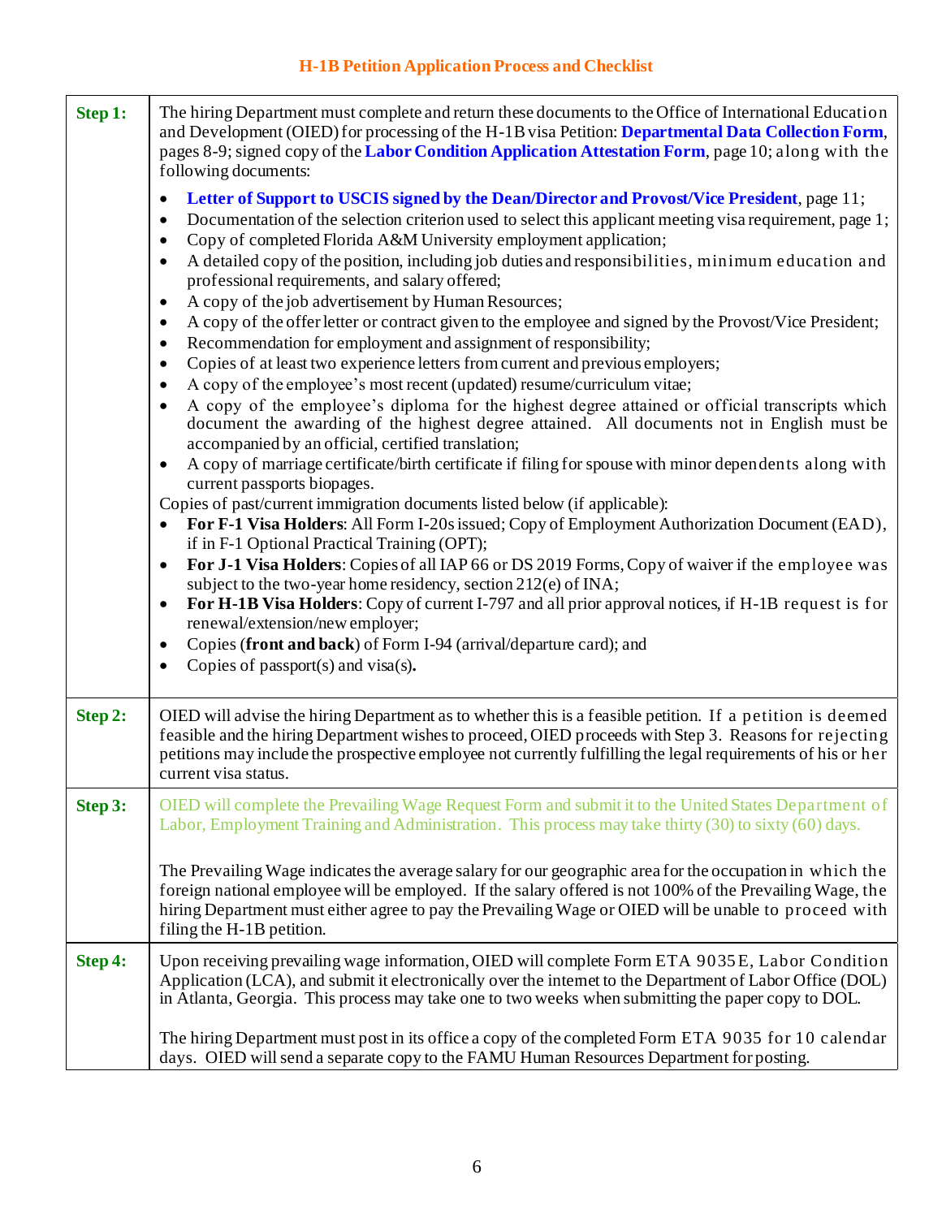## H-1B Petition Application Process and Checklist

| | |
|---|---|
| **Step 1:** | The hiring Department must complete and return these documents to the Office of International Education and Development (OIED) for processing of the H-1B visa Petition: **Departmental Data Collection Form**, pages 8-9; signed copy of the **Labor Condition Application Attestation Form**, page 10; along with the following documents:<br><br>• **Letter of Support to USCIS signed by the Dean/Director and Provost/Vice President**, page 11;<br>• Documentation of the selection criterion used to select this applicant meeting visa requirement, page 1;<br>• Copy of completed Florida A&M University employment application;<br>• A detailed copy of the position, including job duties and responsibilities, minimum education and professional requirements, and salary offered;<br>• A copy of the job advertisement by Human Resources;<br>• A copy of the offer letter or contract given to the employee and signed by the Provost/Vice President;<br>• Recommendation for employment and assignment of responsibility;<br>• Copies of at least two experience letters from current and previous employers;<br>• A copy of the employee's most recent (updated) resume/curriculum vitae;<br>• A copy of the employee's diploma for the highest degree attained or official transcripts which document the awarding of the highest degree attained. All documents not in English must be accompanied by an official, certified translation;<br>• A copy of marriage certificate/birth certificate if filing for spouse with minor dependents along with current passports biopages.<br><br>Copies of past/current immigration documents listed below (if applicable):<br>• **For F-1 Visa Holders**: All Form I-20s issued; Copy of Employment Authorization Document (EAD), if in F-1 Optional Practical Training (OPT);<br>• **For J-1 Visa Holders**: Copies of all IAP 66 or DS 2019 Forms, Copy of waiver if the employee was subject to the two-year home residency, section 212(e) of INA;<br>• **For H-1B Visa Holders**: Copy of current I-797 and all prior approval notices, if H-1B request is for renewal/extension/new employer;<br>• Copies (**front and back**) of Form I-94 (arrival/departure card); and<br>• Copies of passport(s) and visa(s)**.** |
| **Step 2:** | OIED will advise the hiring Department as to whether this is a feasible petition. If a petition is deemed feasible and the hiring Department wishes to proceed, OIED proceeds with Step 3. Reasons for rejecting petitions may include the prospective employee not currently fulfilling the legal requirements of his or her current visa status. |
| **Step 3:** | OIED will complete the Prevailing Wage Request Form and submit it to the United States Department of Labor, Employment Training and Administration. This process may take thirty (30) to sixty (60) days.<br><br>The Prevailing Wage indicates the average salary for our geographic area for the occupation in which the foreign national employee will be employed. If the salary offered is not 100% of the Prevailing Wage, the hiring Department must either agree to pay the Prevailing Wage or OIED will be unable to proceed with filing the H-1B petition. |
| **Step 4:** | Upon receiving prevailing wage information, OIED will complete Form ETA 9035E, Labor Condition Application (LCA), and submit it electronically over the internet to the Department of Labor Office (DOL) in Atlanta, Georgia. This process may take one to two weeks when submitting the paper copy to DOL.<br><br>The hiring Department must post in its office a copy of the completed Form ETA 9035 for 10 calendar days. OIED will send a separate copy to the FAMU Human Resources Department for posting. |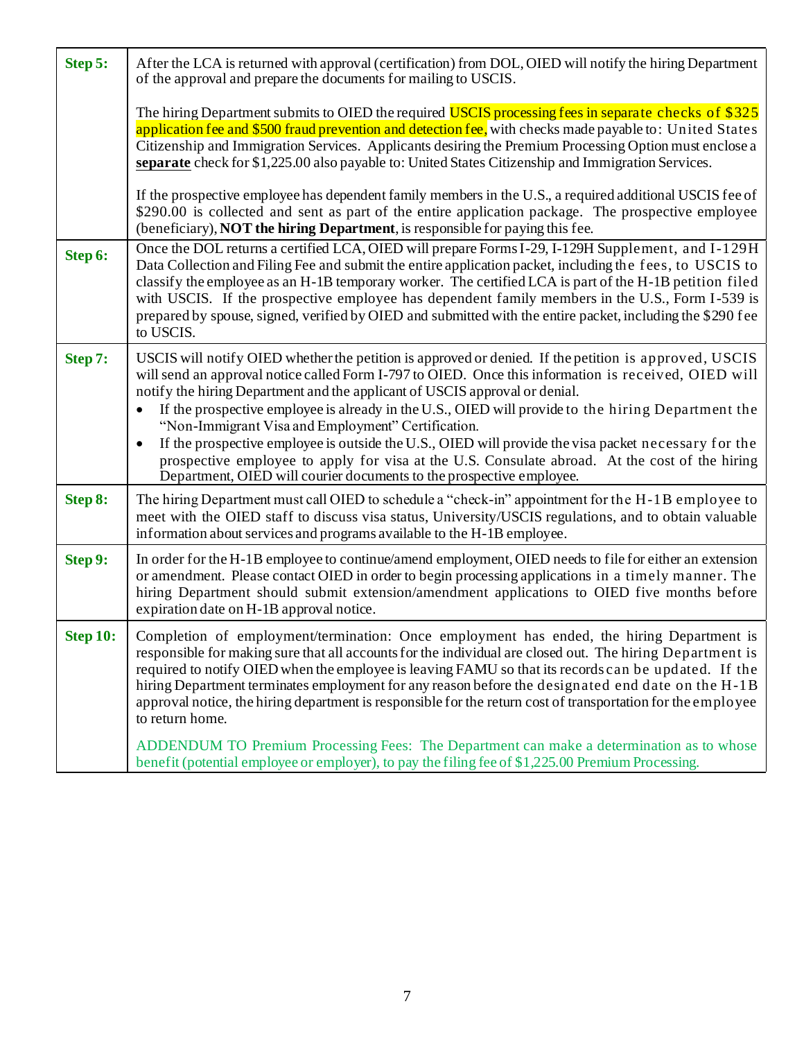| | |
|---|---|
| **Step 5:** | After the LCA is returned with approval (certification) from DOL, OIED will notify the hiring Department of the approval and prepare the documents for mailing to USCIS.<br><br>The hiring Department submits to OIED the required USCIS processing fees in separate checks of $325 application fee and $500 fraud prevention and detection fee, with checks made payable to: United States Citizenship and Immigration Services. Applicants desiring the Premium Processing Option must enclose a **separate** check for $1,225.00 also payable to: United States Citizenship and Immigration Services.<br><br>If the prospective employee has dependent family members in the U.S., a required additional USCIS fee of $290.00 is collected and sent as part of the entire application package. The prospective employee (beneficiary), **NOT the hiring Department**, is responsible for paying this fee. |
| **Step 6:** | Once the DOL returns a certified LCA, OIED will prepare Forms I-29, I-129H Supplement, and I-129H Data Collection and Filing Fee and submit the entire application packet, including the fees, to USCIS to classify the employee as an H-1B temporary worker. The certified LCA is part of the H-1B petition filed with USCIS. If the prospective employee has dependent family members in the U.S., Form I-539 is prepared by spouse, signed, verified by OIED and submitted with the entire packet, including the $290 fee to USCIS. |
| **Step 7:** | USCIS will notify OIED whether the petition is approved or denied. If the petition is approved, USCIS will send an approval notice called Form I-797 to OIED. Once this information is received, OIED will notify the hiring Department and the applicant of USCIS approval or denial.<br>• If the prospective employee is already in the U.S., OIED will provide to the hiring Department the "Non-Immigrant Visa and Employment" Certification.<br>• If the prospective employee is outside the U.S., OIED will provide the visa packet necessary for the prospective employee to apply for visa at the U.S. Consulate abroad. At the cost of the hiring Department, OIED will courier documents to the prospective employee. |
| **Step 8:** | The hiring Department must call OIED to schedule a "check-in" appointment for the H-1B employee to meet with the OIED staff to discuss visa status, University/USCIS regulations, and to obtain valuable information about services and programs available to the H-1B employee. |
| **Step 9:** | In order for the H-1B employee to continue/amend employment, OIED needs to file for either an extension or amendment. Please contact OIED in order to begin processing applications in a timely manner. The hiring Department should submit extension/amendment applications to OIED five months before expiration date on H-1B approval notice. |
| **Step 10:** | Completion of employment/termination: Once employment has ended, the hiring Department is responsible for making sure that all accounts for the individual are closed out. The hiring Department is required to notify OIED when the employee is leaving FAMU so that its records can be updated. If the hiring Department terminates employment for any reason before the designated end date on the H-1B approval notice, the hiring department is responsible for the return cost of transportation for the employee to return home.<br><br>ADDENDUM TO Premium Processing Fees: The Department can make a determination as to whose benefit (potential employee or employer), to pay the filing fee of $1,225.00 Premium Processing. |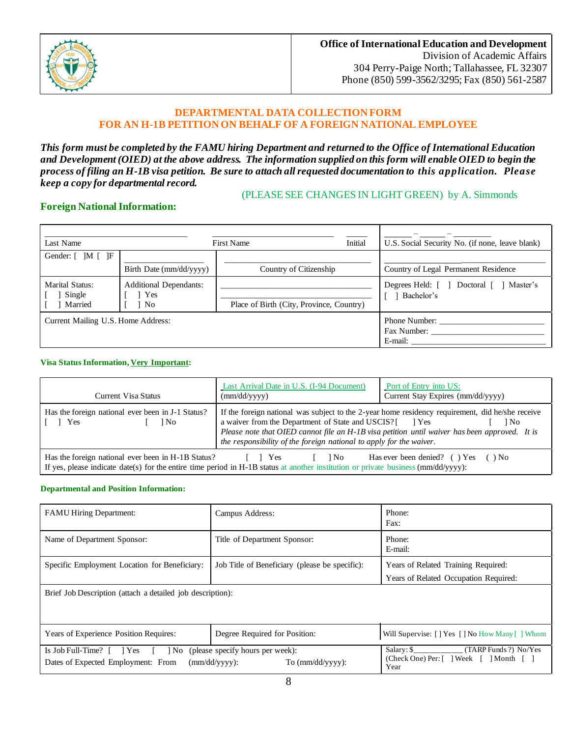**Office of International Education and Development**
Division of Academic Affairs
304 Perry-Paige North; Tallahassee, FL 32307
Phone (850) 599-3562/3295; Fax (850) 561-2587

## DEPARTMENTAL DATA COLLECTION FORM
## FOR AN H-1B PETITION ON BEHALF OF A FOREIGN NATIONAL EMPLOYEE

***This form must be completed by the FAMU hiring Department and returned to the Office of International Education and Development (OIED) at the above address. The information supplied on this form will enable OIED to begin the process of filing an H-1B visa petition. Be sure to attach all requested documentation to this application. Please keep a copy for departmental record.***

(PLEASE SEE CHANGES IN LIGHT GREEN) by A. Simmonds

### Foreign National Information:

| | | | |
|---|---|---|---|
| Last Name | First Name | Initial | U.S. Social Security No. (if none, leave blank) |
| Gender: [ ]M [ ]F | Birth Date (mm/dd/yyyy) | Country of Citizenship | Country of Legal Permanent Residence |
| Marital Status: [ ] Single [ ] Married | Additional Dependants: [ ] Yes [ ] No | Place of Birth (City, Province, Country) | Degrees Held: [ ] Doctoral [ ] Master's [ ] Bachelor's |
| Current Mailing U.S. Home Address: | | | Phone Number: ____ Fax Number: ____ E-mail: ____ |

**Visa Status Information, Very Important:**

| | | |
|---|---|---|
| Current Visa Status | Last Arrival Date in U.S. (I-94 Document) (mm/dd/yyyy) | Port of Entry into US: Current Stay Expires (mm/dd/yyyy) |
| Has the foreign national ever been in J-1 Status? [ ] Yes [ ] No | If the foreign national was subject to the 2-year home residency requirement, did he/she receive a waiver from the Department of State and USCIS? [ ] Yes [ ] No *Please note that OIED cannot file an H-1B visa petition until waiver has been approved. It is the responsibility of the foreign national to apply for the waiver.* | |
| Has the foreign national ever been in H-1B Status? [ ] Yes [ ] No Has ever been denied? ( ) Yes ( ) No If yes, please indicate date(s) for the entire time period in H-1B status at another institution or private business (mm/dd/yyyy): | | |

**Departmental and Position Information:**

| | | |
|---|---|---|
| FAMU Hiring Department: | Campus Address: | Phone: Fax: |
| Name of Department Sponsor: | Title of Department Sponsor: | Phone: E-mail: |
| Specific Employment Location for Beneficiary: | Job Title of Beneficiary (please be specific): | Years of Related Training Required: Years of Related Occupation Required: |
| Brief Job Description (attach a detailed job description): | | |
| Years of Experience Position Requires: | Degree Required for Position: | Will Supervise: [ ] Yes [ ] No How Many [ ] Whom |
| Is Job Full-Time? [ ] Yes [ ] No (please specify hours per week): Dates of Expected Employment: From (mm/dd/yyyy): To (mm/dd/yyyy): | | Salary: $__________ (TARP Funds?) No/Yes (Check One) Per: [ ] Week [ ] Month [ ] Year |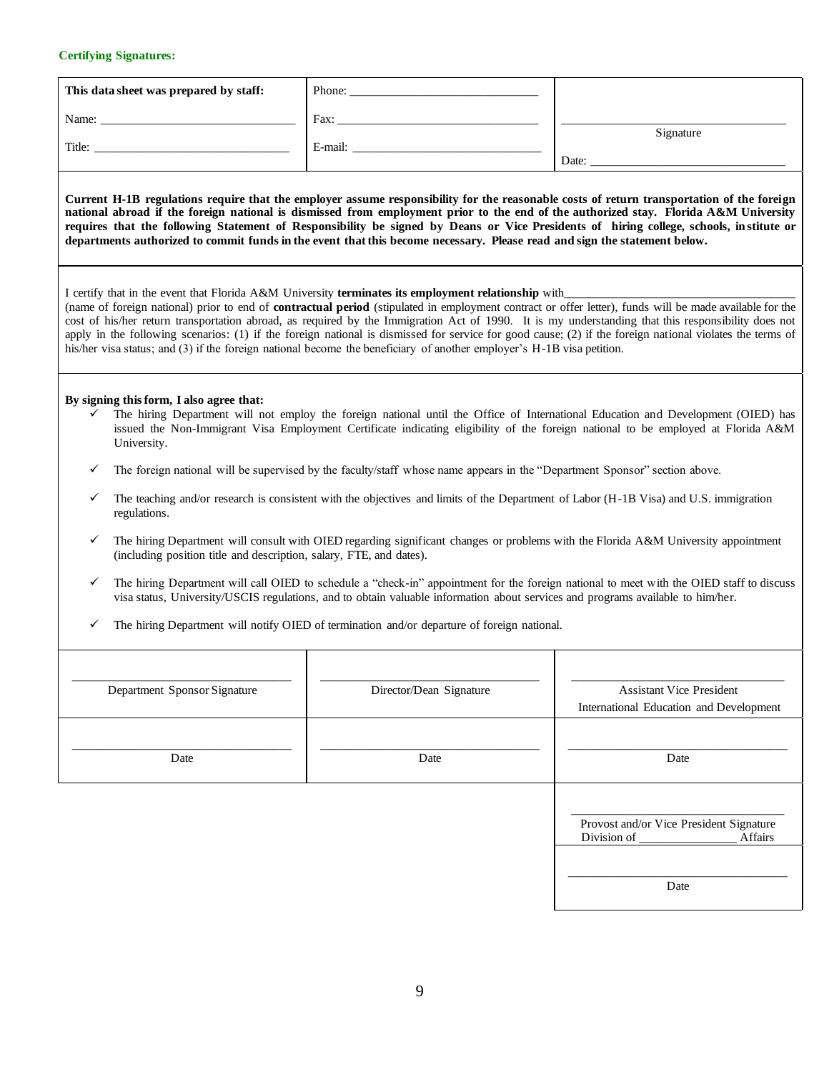**Certifying Signatures:**

| **This data sheet was prepared by staff:** | Phone: ______________________________ | |
|---|---|---|
| Name: ______________________________ | Fax: ______________________________ | ______________________________<br>Signature |
| Title: ______________________________ | E-mail: ______________________________ | Date: ______________________________ |

**Current H-1B regulations require that the employer assume responsibility for the reasonable costs of return transportation of the foreign national abroad if the foreign national is dismissed from employment prior to the end of the authorized stay. Florida A&M University requires that the following Statement of Responsibility be signed by Deans or Vice Presidents of hiring college, schools, institute or departments authorized to commit funds in the event that this become necessary. Please read and sign the statement below.**

I certify that in the event that Florida A&M University **terminates its employment relationship** with______________________________________ (name of foreign national) prior to end of **contractual period** (stipulated in employment contract or offer letter), funds will be made available for the cost of his/her return transportation abroad, as required by the Immigration Act of 1990. It is my understanding that this responsibility does not apply in the following scenarios: (1) if the foreign national is dismissed for service for good cause; (2) if the foreign national violates the terms of his/her visa status; and (3) if the foreign national become the beneficiary of another employer's H-1B visa petition.

**By signing this form, I also agree that:**

- ✓ The hiring Department will not employ the foreign national until the Office of International Education and Development (OIED) has issued the Non-Immigrant Visa Employment Certificate indicating eligibility of the foreign national to be employed at Florida A&M University.
- ✓ The foreign national will be supervised by the faculty/staff whose name appears in the "Department Sponsor" section above.
- ✓ The teaching and/or research is consistent with the objectives and limits of the Department of Labor (H-1B Visa) and U.S. immigration regulations.
- ✓ The hiring Department will consult with OIED regarding significant changes or problems with the Florida A&M University appointment (including position title and description, salary, FTE, and dates).
- ✓ The hiring Department will call OIED to schedule a "check-in" appointment for the foreign national to meet with the OIED staff to discuss visa status, University/USCIS regulations, and to obtain valuable information about services and programs available to him/her.
- ✓ The hiring Department will notify OIED of termination and/or departure of foreign national.

| ______________________________<br>Department Sponsor Signature | ______________________________<br>Director/Dean Signature | ______________________________<br>Assistant Vice President<br>International Education and Development |
|---|---|---|
| ______________________________<br>Date | ______________________________<br>Date | ______________________________<br>Date |
| | | ______________________________<br>Provost and/or Vice President Signature<br>Division of _______________ Affairs |
| | | ______________________________<br>Date |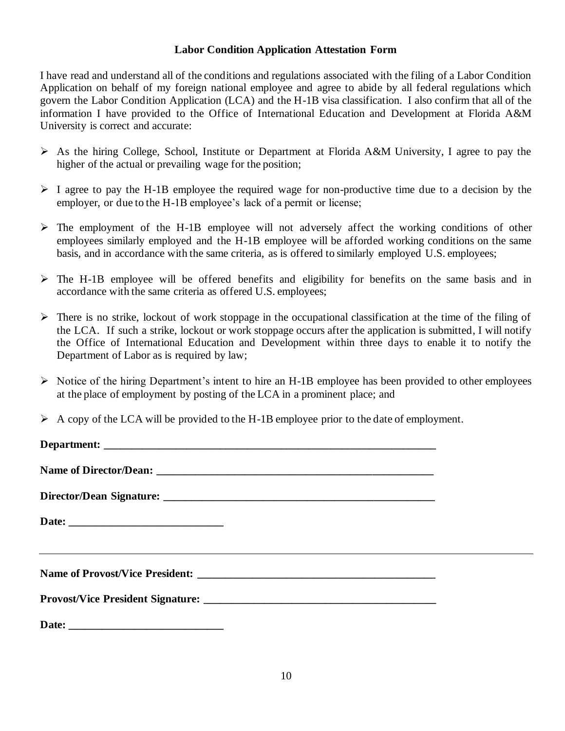## Labor Condition Application Attestation Form

I have read and understand all of the conditions and regulations associated with the filing of a Labor Condition Application on behalf of my foreign national employee and agree to abide by all federal regulations which govern the Labor Condition Application (LCA) and the H-1B visa classification. I also confirm that all of the information I have provided to the Office of International Education and Development at Florida A&M University is correct and accurate:

- As the hiring College, School, Institute or Department at Florida A&M University, I agree to pay the higher of the actual or prevailing wage for the position;
- I agree to pay the H-1B employee the required wage for non-productive time due to a decision by the employer, or due to the H-1B employee's lack of a permit or license;
- The employment of the H-1B employee will not adversely affect the working conditions of other employees similarly employed and the H-1B employee will be afforded working conditions on the same basis, and in accordance with the same criteria, as is offered to similarly employed U.S. employees;
- The H-1B employee will be offered benefits and eligibility for benefits on the same basis and in accordance with the same criteria as offered U.S. employees;
- There is no strike, lockout of work stoppage in the occupational classification at the time of the filing of the LCA. If such a strike, lockout or work stoppage occurs after the application is submitted, I will notify the Office of International Education and Development within three days to enable it to notify the Department of Labor as is required by law;
- Notice of the hiring Department's intent to hire an H-1B employee has been provided to other employees at the place of employment by posting of the LCA in a prominent place; and
- A copy of the LCA will be provided to the H-1B employee prior to the date of employment.

**Department:** ______________________________________________________________

**Name of Director/Dean:** ____________________________________________________

**Director/Dean Signature:** ___________________________________________________

**Date:** ____________________________

---

**Name of Provost/Vice President:** ____________________________________________

**Provost/Vice President Signature:** ___________________________________________

**Date:** ____________________________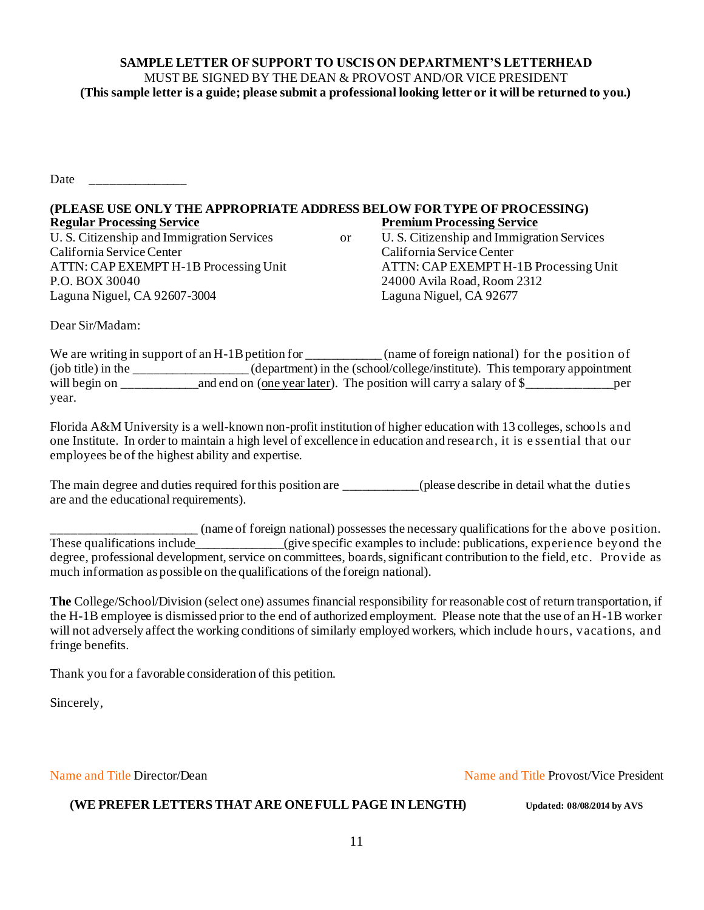**SAMPLE LETTER OF SUPPORT TO USCIS ON DEPARTMENT'S LETTERHEAD**

MUST BE SIGNED BY THE DEAN & PROVOST AND/OR VICE PRESIDENT

**(This sample letter is a guide; please submit a professional looking letter or it will be returned to you.)**

Date _______________

**(PLEASE USE ONLY THE APPROPRIATE ADDRESS BELOW FOR TYPE OF PROCESSING)**

**Regular Processing Service**

U. S. Citizenship and Immigration Services
California Service Center
ATTN: CAP EXEMPT H-1B Processing Unit
P.O. BOX 30040
Laguna Niguel, CA 92607-3004

or

**Premium Processing Service**

U. S. Citizenship and Immigration Services
California Service Center
ATTN: CAP EXEMPT H-1B Processing Unit
24000 Avila Road, Room 2312
Laguna Niguel, CA 92677

Dear Sir/Madam:

We are writing in support of an H-1B petition for ___________ (name of foreign national) for the position of (job title) in the _________________ (department) in the (school/college/institute). This temporary appointment will begin on ____________and end on (one year later). The position will carry a salary of $_____________per year.

Florida A&M University is a well-known non-profit institution of higher education with 13 colleges, schools and one Institute. In order to maintain a high level of excellence in education and research, it is essential that our employees be of the highest ability and expertise.

The main degree and duties required for this position are ___________(please describe in detail what the duties are and the educational requirements).

_____________________ (name of foreign national) possesses the necessary qualifications for the above position. These qualifications include_____________(give specific examples to include: publications, experience beyond the degree, professional development, service on committees, boards, significant contribution to the field, etc. Provide as much information as possible on the qualifications of the foreign national).

**The** College/School/Division (select one) assumes financial responsibility for reasonable cost of return transportation, if the H-1B employee is dismissed prior to the end of authorized employment. Please note that the use of an H-1B worker will not adversely affect the working conditions of similarly employed workers, which include hours, vacations, and fringe benefits.

Thank you for a favorable consideration of this petition.

Sincerely,

Name and Title Director/Dean

Name and Title Provost/Vice President

**(WE PREFER LETTERS THAT ARE ONE FULL PAGE IN LENGTH)**

**Updated: 08/08/2014 by AVS**